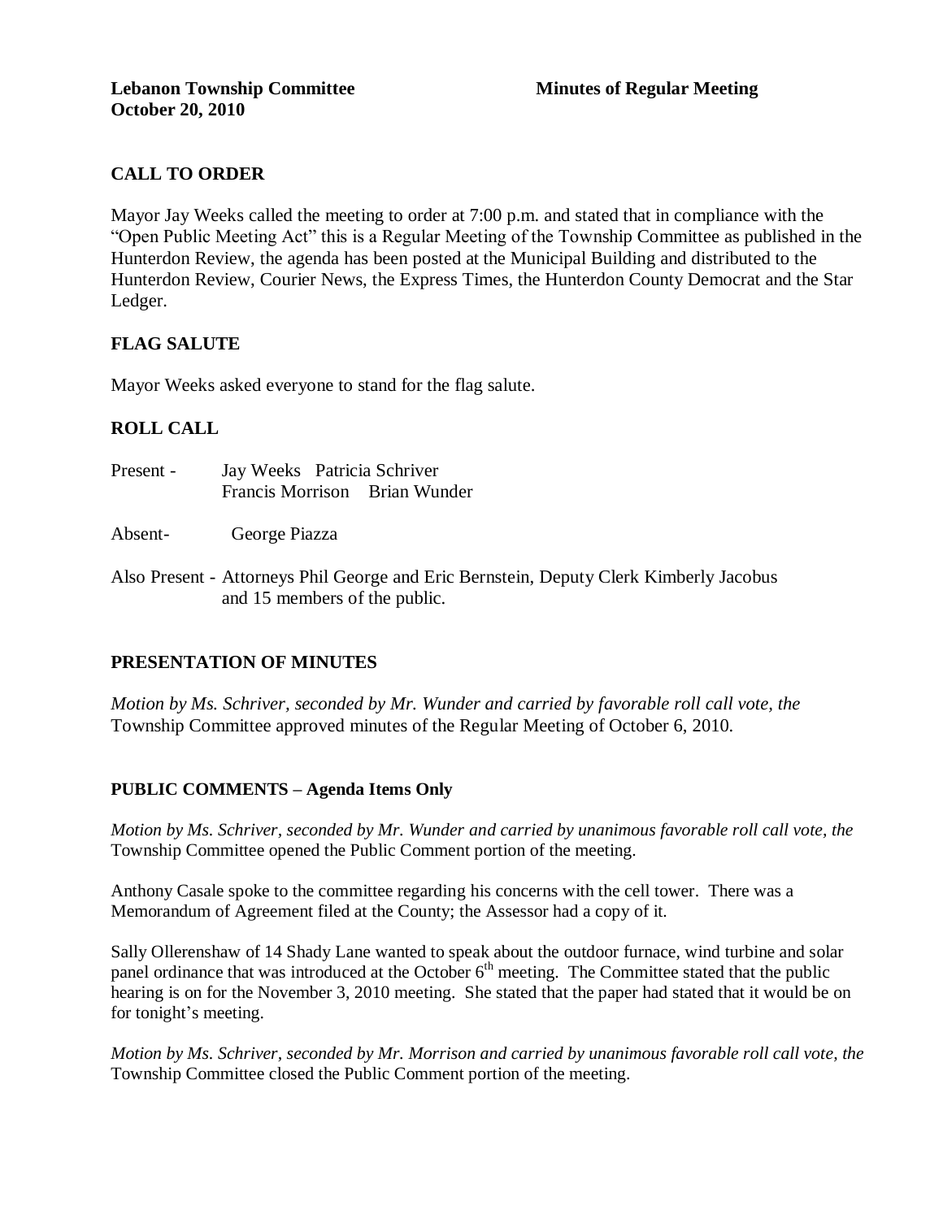**Lebanon Township Committee** **Minutes of Regular Meeting**
**October 20, 2010**

## CALL TO ORDER

Mayor Jay Weeks called the meeting to order at 7:00 p.m. and stated that in compliance with the "Open Public Meeting Act" this is a Regular Meeting of the Township Committee as published in the Hunterdon Review, the agenda has been posted at the Municipal Building and distributed to the Hunterdon Review, Courier News, the Express Times, the Hunterdon County Democrat and the Star Ledger.

## FLAG SALUTE

Mayor Weeks asked everyone to stand for the flag salute.

## ROLL CALL

Present - Jay Weeks Patricia Schriver
Francis Morrison Brian Wunder

Absent- George Piazza

Also Present - Attorneys Phil George and Eric Bernstein, Deputy Clerk Kimberly Jacobus and 15 members of the public.

## PRESENTATION OF MINUTES

*Motion by Ms. Schriver, seconded by Mr. Wunder and carried by favorable roll call vote, the* Township Committee approved minutes of the Regular Meeting of October 6, 2010.

## PUBLIC COMMENTS – Agenda Items Only

*Motion by Ms. Schriver, seconded by Mr. Wunder and carried by unanimous favorable roll call vote, the* Township Committee opened the Public Comment portion of the meeting.

Anthony Casale spoke to the committee regarding his concerns with the cell tower. There was a Memorandum of Agreement filed at the County; the Assessor had a copy of it.

Sally Ollerenshaw of 14 Shady Lane wanted to speak about the outdoor furnace, wind turbine and solar panel ordinance that was introduced at the October 6th meeting. The Committee stated that the public hearing is on for the November 3, 2010 meeting. She stated that the paper had stated that it would be on for tonight's meeting.

*Motion by Ms. Schriver, seconded by Mr. Morrison and carried by unanimous favorable roll call vote, the* Township Committee closed the Public Comment portion of the meeting.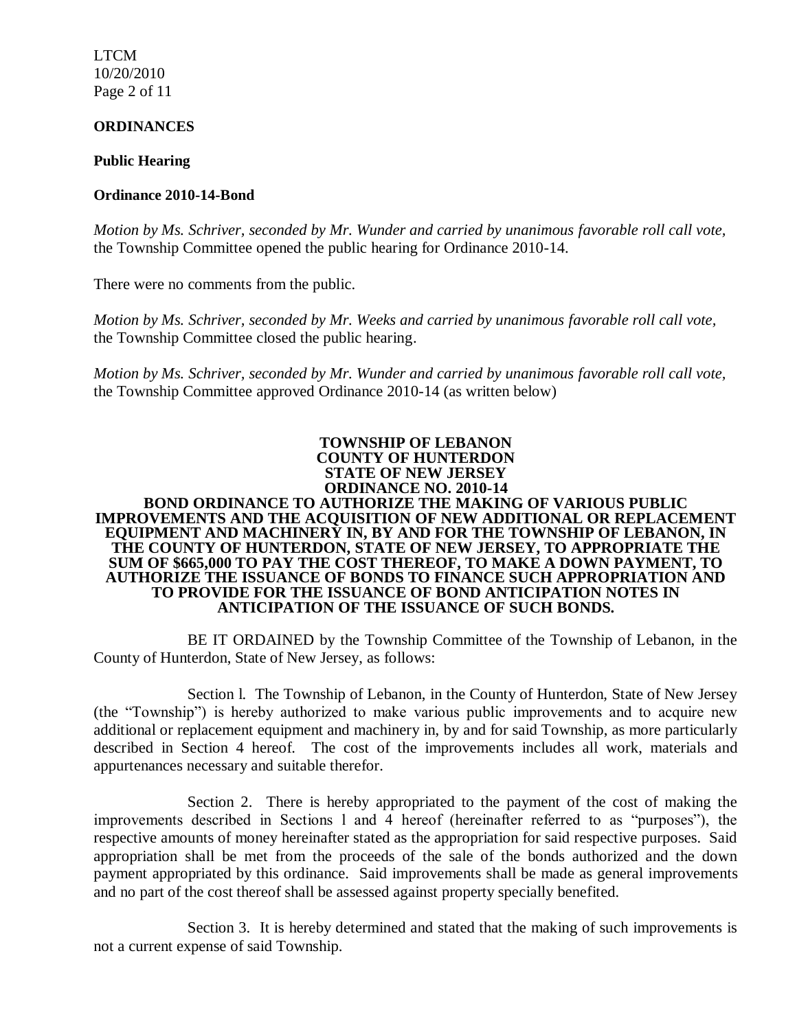**ORDINANCES**

**Public Hearing**

**Ordinance 2010-14-Bond**

*Motion by Ms. Schriver, seconded by Mr. Wunder and carried by unanimous favorable roll call vote,* the Township Committee opened the public hearing for Ordinance 2010-14.

There were no comments from the public.

*Motion by Ms. Schriver, seconded by Mr. Weeks and carried by unanimous favorable roll call vote,* the Township Committee closed the public hearing.

*Motion by Ms. Schriver, seconded by Mr. Wunder and carried by unanimous favorable roll call vote,* the Township Committee approved Ordinance 2010-14 (as written below)

**TOWNSHIP OF LEBANON**
**COUNTY OF HUNTERDON**
**STATE OF NEW JERSEY**
**ORDINANCE NO. 2010-14**

**BOND ORDINANCE TO AUTHORIZE THE MAKING OF VARIOUS PUBLIC IMPROVEMENTS AND THE ACQUISITION OF NEW ADDITIONAL OR REPLACEMENT EQUIPMENT AND MACHINERY IN, BY AND FOR THE TOWNSHIP OF LEBANON, IN THE COUNTY OF HUNTERDON, STATE OF NEW JERSEY, TO APPROPRIATE THE SUM OF $665,000 TO PAY THE COST THEREOF, TO MAKE A DOWN PAYMENT, TO AUTHORIZE THE ISSUANCE OF BONDS TO FINANCE SUCH APPROPRIATION AND TO PROVIDE FOR THE ISSUANCE OF BOND ANTICIPATION NOTES IN ANTICIPATION OF THE ISSUANCE OF SUCH BONDS.**

BE IT ORDAINED by the Township Committee of the Township of Lebanon, in the County of Hunterdon, State of New Jersey, as follows:

Section l. The Township of Lebanon, in the County of Hunterdon, State of New Jersey (the "Township") is hereby authorized to make various public improvements and to acquire new additional or replacement equipment and machinery in, by and for said Township, as more particularly described in Section 4 hereof. The cost of the improvements includes all work, materials and appurtenances necessary and suitable therefor.

Section 2. There is hereby appropriated to the payment of the cost of making the improvements described in Sections l and 4 hereof (hereinafter referred to as "purposes"), the respective amounts of money hereinafter stated as the appropriation for said respective purposes. Said appropriation shall be met from the proceeds of the sale of the bonds authorized and the down payment appropriated by this ordinance. Said improvements shall be made as general improvements and no part of the cost thereof shall be assessed against property specially benefited.

Section 3. It is hereby determined and stated that the making of such improvements is not a current expense of said Township.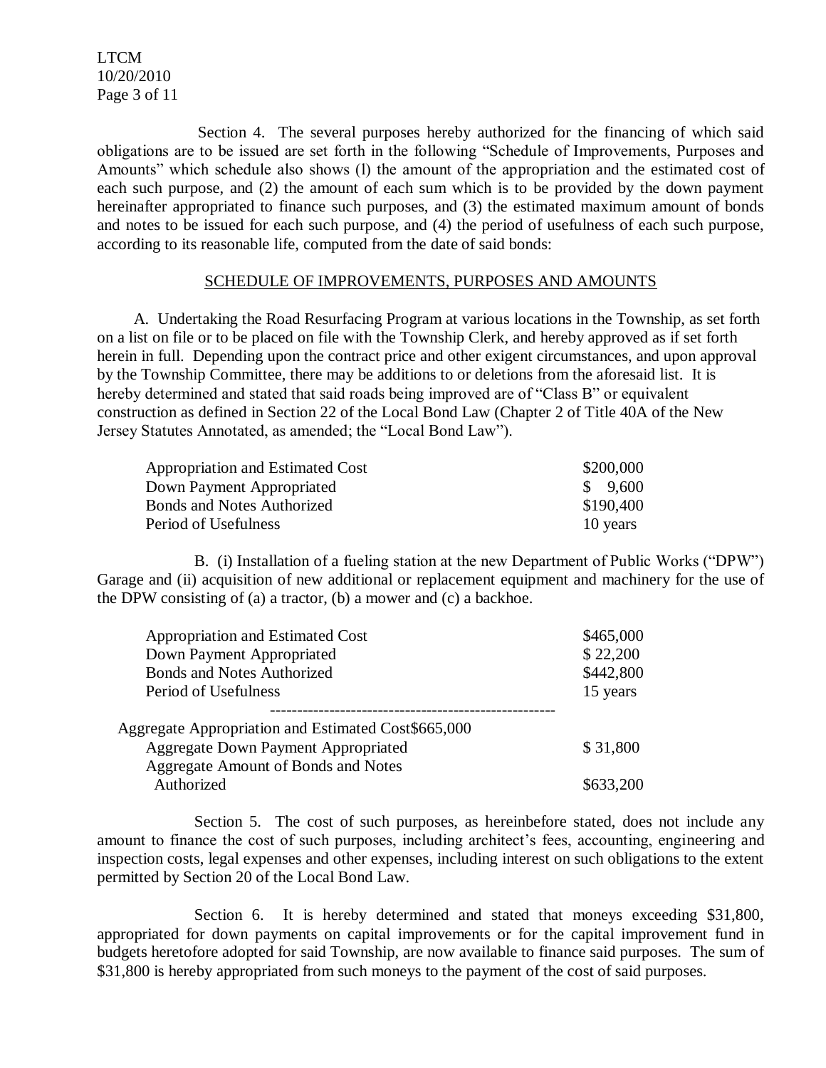Section 4. The several purposes hereby authorized for the financing of which said obligations are to be issued are set forth in the following "Schedule of Improvements, Purposes and Amounts" which schedule also shows (l) the amount of the appropriation and the estimated cost of each such purpose, and (2) the amount of each sum which is to be provided by the down payment hereinafter appropriated to finance such purposes, and (3) the estimated maximum amount of bonds and notes to be issued for each such purpose, and (4) the period of usefulness of each such purpose, according to its reasonable life, computed from the date of said bonds:

SCHEDULE OF IMPROVEMENTS, PURPOSES AND AMOUNTS

A. Undertaking the Road Resurfacing Program at various locations in the Township, as set forth on a list on file or to be placed on file with the Township Clerk, and hereby approved as if set forth herein in full. Depending upon the contract price and other exigent circumstances, and upon approval by the Township Committee, there may be additions to or deletions from the aforesaid list. It is hereby determined and stated that said roads being improved are of "Class B" or equivalent construction as defined in Section 22 of the Local Bond Law (Chapter 2 of Title 40A of the New Jersey Statutes Annotated, as amended; the "Local Bond Law").

| | |
|---|---|
| Appropriation and Estimated Cost | $200,000 |
| Down Payment Appropriated | $ 9,600 |
| Bonds and Notes Authorized | $190,400 |
| Period of Usefulness | 10 years |

B. (i) Installation of a fueling station at the new Department of Public Works ("DPW") Garage and (ii) acquisition of new additional or replacement equipment and machinery for the use of the DPW consisting of (a) a tractor, (b) a mower and (c) a backhoe.

| | |
|---|---|
| Appropriation and Estimated Cost | $465,000 |
| Down Payment Appropriated | $ 22,200 |
| Bonds and Notes Authorized | $442,800 |
| Period of Usefulness | 15 years |

---

| | |
|---|---|
| Aggregate Appropriation and Estimated Cost | $665,000 |
| Aggregate Down Payment Appropriated | $ 31,800 |
| Aggregate Amount of Bonds and Notes Authorized | $633,200 |

Section 5. The cost of such purposes, as hereinbefore stated, does not include any amount to finance the cost of such purposes, including architect's fees, accounting, engineering and inspection costs, legal expenses and other expenses, including interest on such obligations to the extent permitted by Section 20 of the Local Bond Law.

Section 6. It is hereby determined and stated that moneys exceeding $31,800, appropriated for down payments on capital improvements or for the capital improvement fund in budgets heretofore adopted for said Township, are now available to finance said purposes. The sum of $31,800 is hereby appropriated from such moneys to the payment of the cost of said purposes.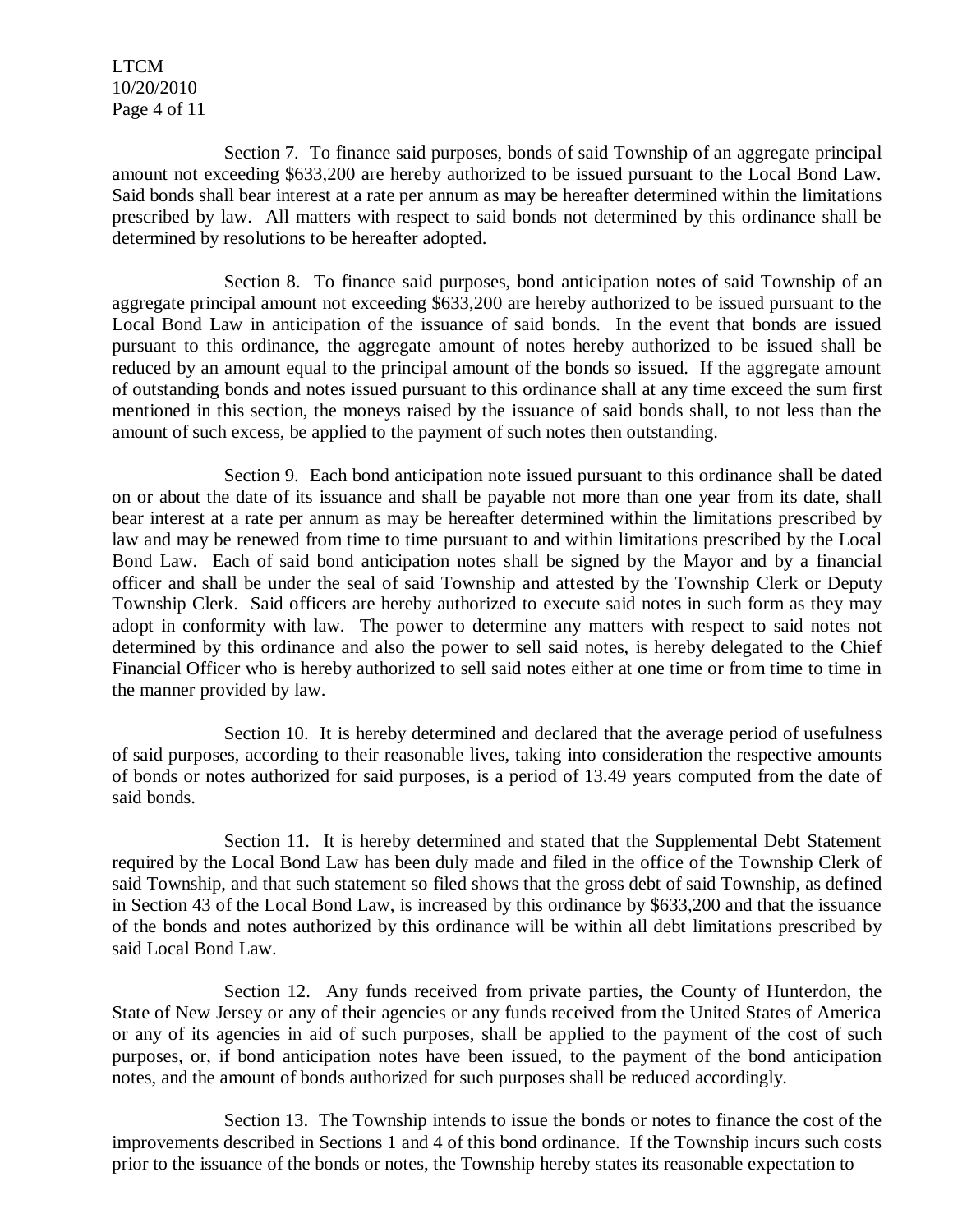Section 7. To finance said purposes, bonds of said Township of an aggregate principal amount not exceeding $633,200 are hereby authorized to be issued pursuant to the Local Bond Law. Said bonds shall bear interest at a rate per annum as may be hereafter determined within the limitations prescribed by law. All matters with respect to said bonds not determined by this ordinance shall be determined by resolutions to be hereafter adopted.

Section 8. To finance said purposes, bond anticipation notes of said Township of an aggregate principal amount not exceeding $633,200 are hereby authorized to be issued pursuant to the Local Bond Law in anticipation of the issuance of said bonds. In the event that bonds are issued pursuant to this ordinance, the aggregate amount of notes hereby authorized to be issued shall be reduced by an amount equal to the principal amount of the bonds so issued. If the aggregate amount of outstanding bonds and notes issued pursuant to this ordinance shall at any time exceed the sum first mentioned in this section, the moneys raised by the issuance of said bonds shall, to not less than the amount of such excess, be applied to the payment of such notes then outstanding.

Section 9. Each bond anticipation note issued pursuant to this ordinance shall be dated on or about the date of its issuance and shall be payable not more than one year from its date, shall bear interest at a rate per annum as may be hereafter determined within the limitations prescribed by law and may be renewed from time to time pursuant to and within limitations prescribed by the Local Bond Law. Each of said bond anticipation notes shall be signed by the Mayor and by a financial officer and shall be under the seal of said Township and attested by the Township Clerk or Deputy Township Clerk. Said officers are hereby authorized to execute said notes in such form as they may adopt in conformity with law. The power to determine any matters with respect to said notes not determined by this ordinance and also the power to sell said notes, is hereby delegated to the Chief Financial Officer who is hereby authorized to sell said notes either at one time or from time to time in the manner provided by law.

Section 10. It is hereby determined and declared that the average period of usefulness of said purposes, according to their reasonable lives, taking into consideration the respective amounts of bonds or notes authorized for said purposes, is a period of 13.49 years computed from the date of said bonds.

Section 11. It is hereby determined and stated that the Supplemental Debt Statement required by the Local Bond Law has been duly made and filed in the office of the Township Clerk of said Township, and that such statement so filed shows that the gross debt of said Township, as defined in Section 43 of the Local Bond Law, is increased by this ordinance by $633,200 and that the issuance of the bonds and notes authorized by this ordinance will be within all debt limitations prescribed by said Local Bond Law.

Section 12. Any funds received from private parties, the County of Hunterdon, the State of New Jersey or any of their agencies or any funds received from the United States of America or any of its agencies in aid of such purposes, shall be applied to the payment of the cost of such purposes, or, if bond anticipation notes have been issued, to the payment of the bond anticipation notes, and the amount of bonds authorized for such purposes shall be reduced accordingly.

Section 13. The Township intends to issue the bonds or notes to finance the cost of the improvements described in Sections 1 and 4 of this bond ordinance. If the Township incurs such costs prior to the issuance of the bonds or notes, the Township hereby states its reasonable expectation to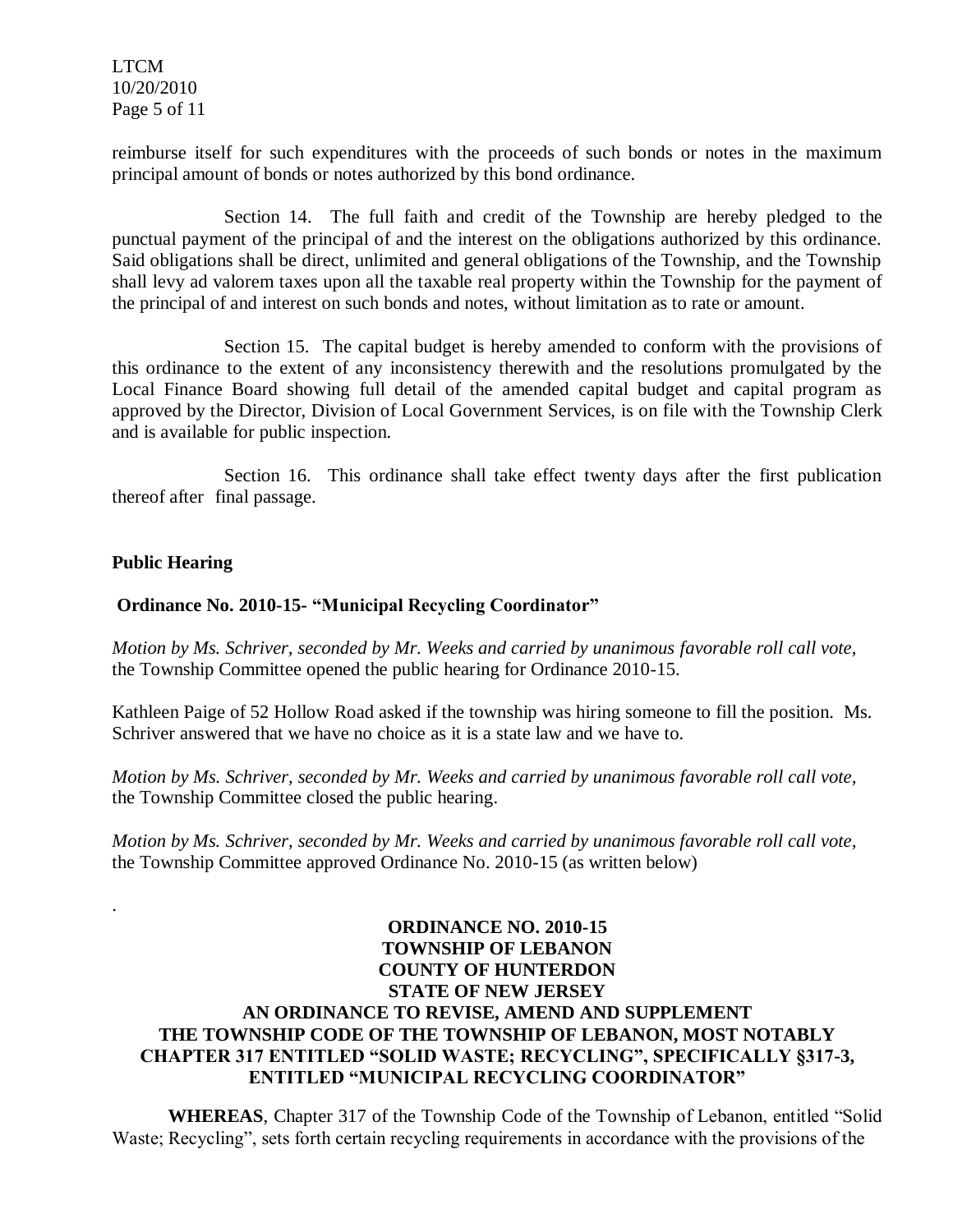reimburse itself for such expenditures with the proceeds of such bonds or notes in the maximum principal amount of bonds or notes authorized by this bond ordinance.

Section 14. The full faith and credit of the Township are hereby pledged to the punctual payment of the principal of and the interest on the obligations authorized by this ordinance. Said obligations shall be direct, unlimited and general obligations of the Township, and the Township shall levy ad valorem taxes upon all the taxable real property within the Township for the payment of the principal of and interest on such bonds and notes, without limitation as to rate or amount.

Section 15. The capital budget is hereby amended to conform with the provisions of this ordinance to the extent of any inconsistency therewith and the resolutions promulgated by the Local Finance Board showing full detail of the amended capital budget and capital program as approved by the Director, Division of Local Government Services, is on file with the Township Clerk and is available for public inspection.

Section 16. This ordinance shall take effect twenty days after the first publication thereof after final passage.

**Public Hearing**

**Ordinance No. 2010-15- "Municipal Recycling Coordinator"**

*Motion by Ms. Schriver, seconded by Mr. Weeks and carried by unanimous favorable roll call vote,* the Township Committee opened the public hearing for Ordinance 2010-15.

Kathleen Paige of 52 Hollow Road asked if the township was hiring someone to fill the position. Ms. Schriver answered that we have no choice as it is a state law and we have to.

*Motion by Ms. Schriver, seconded by Mr. Weeks and carried by unanimous favorable roll call vote,* the Township Committee closed the public hearing.

*Motion by Ms. Schriver, seconded by Mr. Weeks and carried by unanimous favorable roll call vote,* the Township Committee approved Ordinance No. 2010-15 (as written below)

.

**ORDINANCE NO. 2010-15**
**TOWNSHIP OF LEBANON**
**COUNTY OF HUNTERDON**
**STATE OF NEW JERSEY**
**AN ORDINANCE TO REVISE, AMEND AND SUPPLEMENT THE TOWNSHIP CODE OF THE TOWNSHIP OF LEBANON, MOST NOTABLY CHAPTER 317 ENTITLED "SOLID WASTE; RECYCLING", SPECIFICALLY §317-3, ENTITLED "MUNICIPAL RECYCLING COORDINATOR"**

**WHEREAS**, Chapter 317 of the Township Code of the Township of Lebanon, entitled "Solid Waste; Recycling", sets forth certain recycling requirements in accordance with the provisions of the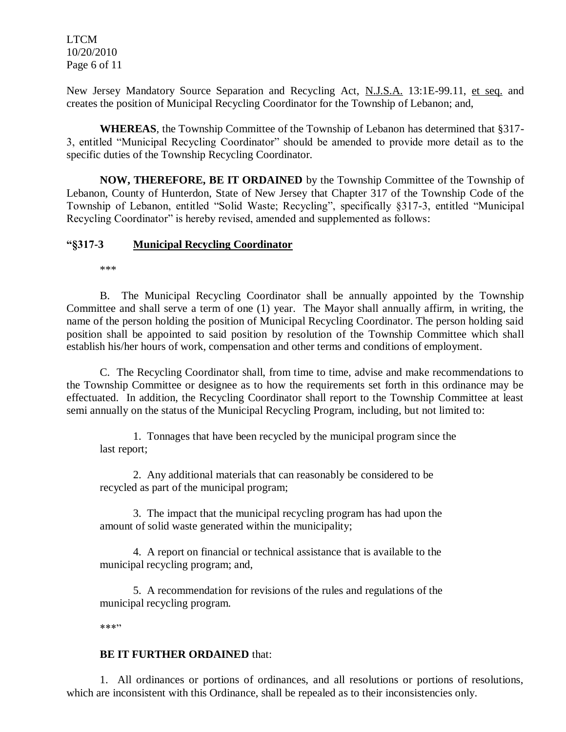New Jersey Mandatory Source Separation and Recycling Act, N.J.S.A. 13:1E-99.11, et seq. and creates the position of Municipal Recycling Coordinator for the Township of Lebanon; and,

**WHEREAS**, the Township Committee of the Township of Lebanon has determined that §317-3, entitled "Municipal Recycling Coordinator" should be amended to provide more detail as to the specific duties of the Township Recycling Coordinator.

**NOW, THEREFORE, BE IT ORDAINED** by the Township Committee of the Township of Lebanon, County of Hunterdon, State of New Jersey that Chapter 317 of the Township Code of the Township of Lebanon, entitled "Solid Waste; Recycling", specifically §317-3, entitled "Municipal Recycling Coordinator" is hereby revised, amended and supplemented as follows:

**"§317-3 <u>Municipal Recycling Coordinator</u>**

***

B. The Municipal Recycling Coordinator shall be annually appointed by the Township Committee and shall serve a term of one (1) year. The Mayor shall annually affirm, in writing, the name of the person holding the position of Municipal Recycling Coordinator. The person holding said position shall be appointed to said position by resolution of the Township Committee which shall establish his/her hours of work, compensation and other terms and conditions of employment.

C. The Recycling Coordinator shall, from time to time, advise and make recommendations to the Township Committee or designee as to how the requirements set forth in this ordinance may be effectuated. In addition, the Recycling Coordinator shall report to the Township Committee at least semi annually on the status of the Municipal Recycling Program, including, but not limited to:

1. Tonnages that have been recycled by the municipal program since the last report;

2. Any additional materials that can reasonably be considered to be recycled as part of the municipal program;

3. The impact that the municipal recycling program has had upon the amount of solid waste generated within the municipality;

4. A report on financial or technical assistance that is available to the municipal recycling program; and,

5. A recommendation for revisions of the rules and regulations of the municipal recycling program.

***"

**BE IT FURTHER ORDAINED** that:

1. All ordinances or portions of ordinances, and all resolutions or portions of resolutions, which are inconsistent with this Ordinance, shall be repealed as to their inconsistencies only.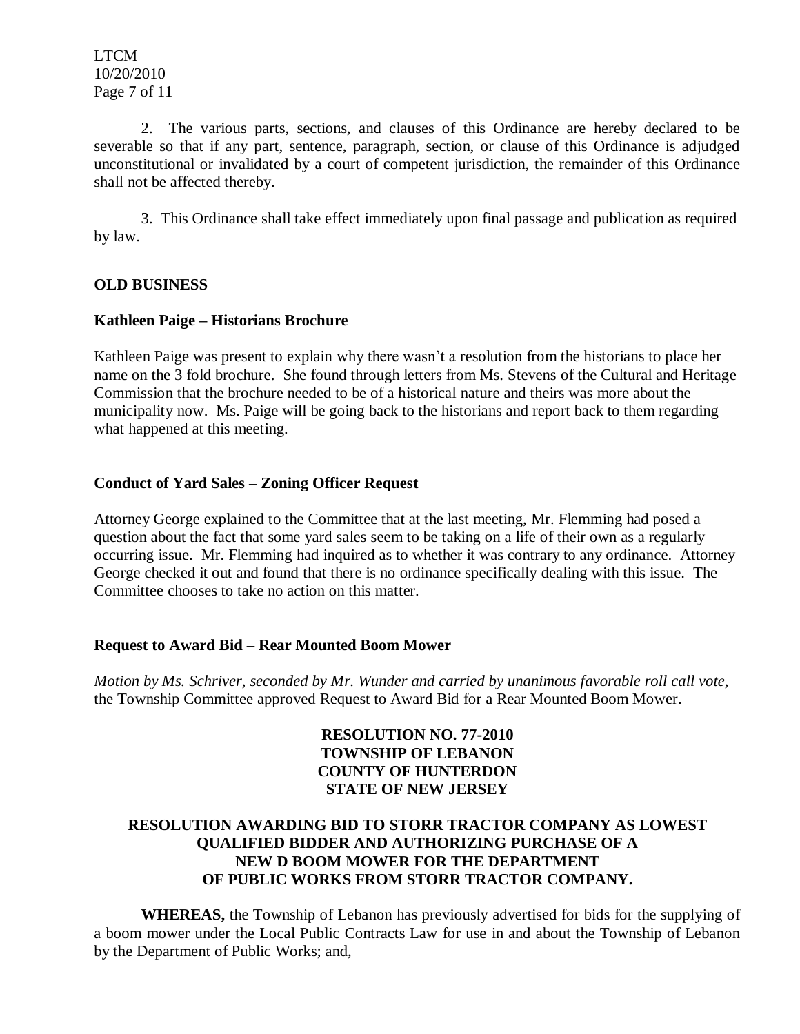2. The various parts, sections, and clauses of this Ordinance are hereby declared to be severable so that if any part, sentence, paragraph, section, or clause of this Ordinance is adjudged unconstitutional or invalidated by a court of competent jurisdiction, the remainder of this Ordinance shall not be affected thereby.

3. This Ordinance shall take effect immediately upon final passage and publication as required by law.

## OLD BUSINESS

### Kathleen Paige – Historians Brochure

Kathleen Paige was present to explain why there wasn't a resolution from the historians to place her name on the 3 fold brochure. She found through letters from Ms. Stevens of the Cultural and Heritage Commission that the brochure needed to be of a historical nature and theirs was more about the municipality now. Ms. Paige will be going back to the historians and report back to them regarding what happened at this meeting.

### Conduct of Yard Sales – Zoning Officer Request

Attorney George explained to the Committee that at the last meeting, Mr. Flemming had posed a question about the fact that some yard sales seem to be taking on a life of their own as a regularly occurring issue. Mr. Flemming had inquired as to whether it was contrary to any ordinance. Attorney George checked it out and found that there is no ordinance specifically dealing with this issue. The Committee chooses to take no action on this matter.

### Request to Award Bid – Rear Mounted Boom Mower

*Motion by Ms. Schriver, seconded by Mr. Wunder and carried by unanimous favorable roll call vote,* the Township Committee approved Request to Award Bid for a Rear Mounted Boom Mower.

**RESOLUTION NO. 77-2010**
**TOWNSHIP OF LEBANON**
**COUNTY OF HUNTERDON**
**STATE OF NEW JERSEY**

**RESOLUTION AWARDING BID TO STORR TRACTOR COMPANY AS LOWEST QUALIFIED BIDDER AND AUTHORIZING PURCHASE OF A NEW D BOOM MOWER FOR THE DEPARTMENT OF PUBLIC WORKS FROM STORR TRACTOR COMPANY.**

**WHEREAS,** the Township of Lebanon has previously advertised for bids for the supplying of a boom mower under the Local Public Contracts Law for use in and about the Township of Lebanon by the Department of Public Works; and,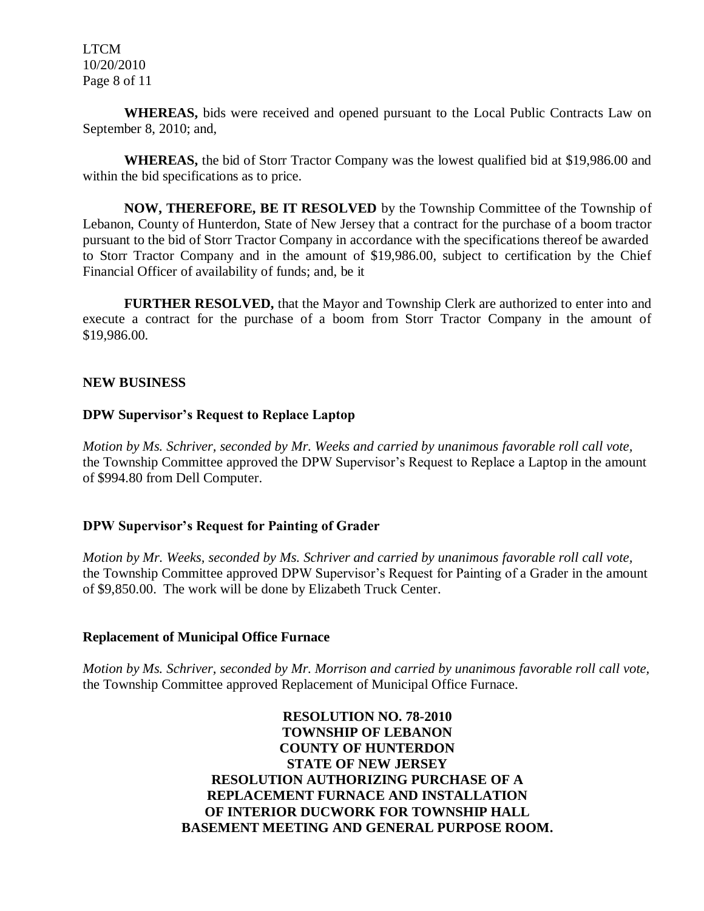**WHEREAS,** bids were received and opened pursuant to the Local Public Contracts Law on September 8, 2010; and,

**WHEREAS,** the bid of Storr Tractor Company was the lowest qualified bid at $19,986.00 and within the bid specifications as to price.

**NOW, THEREFORE, BE IT RESOLVED** by the Township Committee of the Township of Lebanon, County of Hunterdon, State of New Jersey that a contract for the purchase of a boom tractor pursuant to the bid of Storr Tractor Company in accordance with the specifications thereof be awarded to Storr Tractor Company and in the amount of $19,986.00, subject to certification by the Chief Financial Officer of availability of funds; and, be it

**FURTHER RESOLVED,** that the Mayor and Township Clerk are authorized to enter into and execute a contract for the purchase of a boom from Storr Tractor Company in the amount of $19,986.00.

**NEW BUSINESS**

**DPW Supervisor's Request to Replace Laptop**

*Motion by Ms. Schriver, seconded by Mr. Weeks and carried by unanimous favorable roll call vote,* the Township Committee approved the DPW Supervisor's Request to Replace a Laptop in the amount of $994.80 from Dell Computer.

**DPW Supervisor's Request for Painting of Grader**

*Motion by Mr. Weeks, seconded by Ms. Schriver and carried by unanimous favorable roll call vote,* the Township Committee approved DPW Supervisor's Request for Painting of a Grader in the amount of $9,850.00. The work will be done by Elizabeth Truck Center.

**Replacement of Municipal Office Furnace**

*Motion by Ms. Schriver, seconded by Mr. Morrison and carried by unanimous favorable roll call vote,* the Township Committee approved Replacement of Municipal Office Furnace.

**RESOLUTION NO. 78-2010**
**TOWNSHIP OF LEBANON**
**COUNTY OF HUNTERDON**
**STATE OF NEW JERSEY**
**RESOLUTION AUTHORIZING PURCHASE OF A REPLACEMENT FURNACE AND INSTALLATION OF INTERIOR DUCWORK FOR TOWNSHIP HALL BASEMENT MEETING AND GENERAL PURPOSE ROOM.**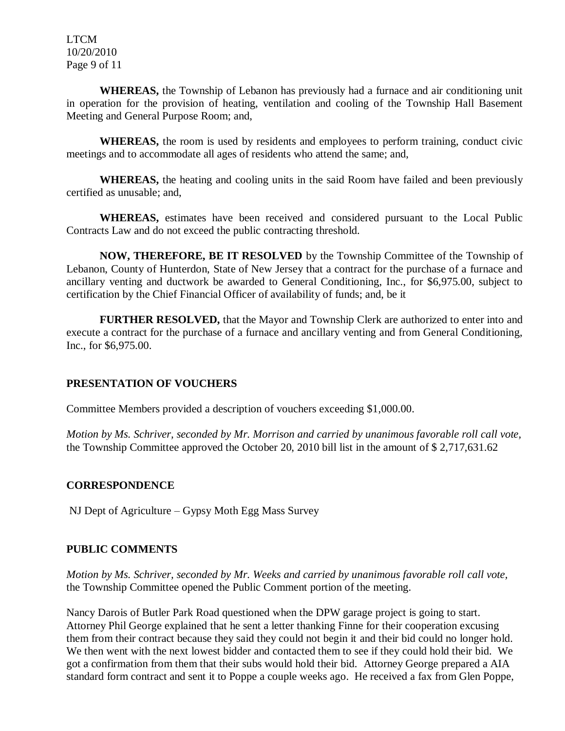**WHEREAS,** the Township of Lebanon has previously had a furnace and air conditioning unit in operation for the provision of heating, ventilation and cooling of the Township Hall Basement Meeting and General Purpose Room; and,

**WHEREAS,** the room is used by residents and employees to perform training, conduct civic meetings and to accommodate all ages of residents who attend the same; and,

**WHEREAS,** the heating and cooling units in the said Room have failed and been previously certified as unusable; and,

**WHEREAS,** estimates have been received and considered pursuant to the Local Public Contracts Law and do not exceed the public contracting threshold.

**NOW, THEREFORE, BE IT RESOLVED** by the Township Committee of the Township of Lebanon, County of Hunterdon, State of New Jersey that a contract for the purchase of a furnace and ancillary venting and ductwork be awarded to General Conditioning, Inc., for $6,975.00, subject to certification by the Chief Financial Officer of availability of funds; and, be it

**FURTHER RESOLVED,** that the Mayor and Township Clerk are authorized to enter into and execute a contract for the purchase of a furnace and ancillary venting and from General Conditioning, Inc., for $6,975.00.

## PRESENTATION OF VOUCHERS

Committee Members provided a description of vouchers exceeding $1,000.00.

*Motion by Ms. Schriver, seconded by Mr. Morrison and carried by unanimous favorable roll call vote,* the Township Committee approved the October 20, 2010 bill list in the amount of $ 2,717,631.62

## CORRESPONDENCE

NJ Dept of Agriculture – Gypsy Moth Egg Mass Survey

## PUBLIC COMMENTS

*Motion by Ms. Schriver, seconded by Mr. Weeks and carried by unanimous favorable roll call vote,* the Township Committee opened the Public Comment portion of the meeting.

Nancy Darois of Butler Park Road questioned when the DPW garage project is going to start. Attorney Phil George explained that he sent a letter thanking Finne for their cooperation excusing them from their contract because they said they could not begin it and their bid could no longer hold. We then went with the next lowest bidder and contacted them to see if they could hold their bid. We got a confirmation from them that their subs would hold their bid. Attorney George prepared a AIA standard form contract and sent it to Poppe a couple weeks ago. He received a fax from Glen Poppe,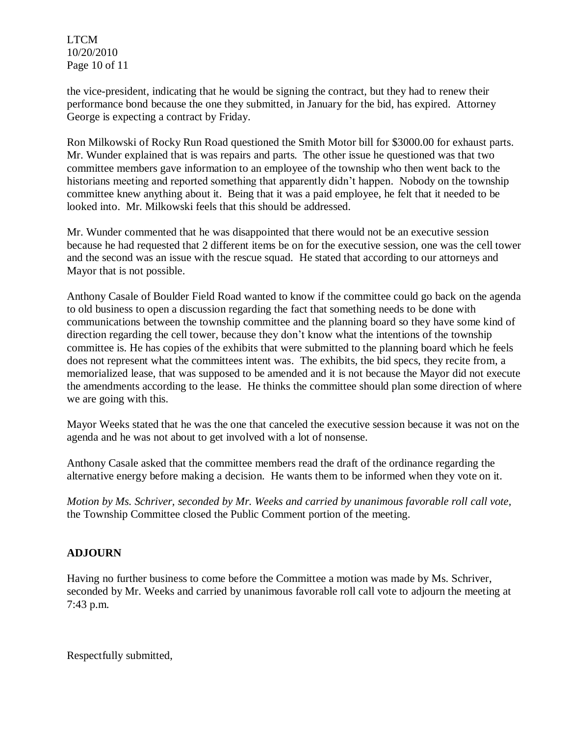the vice-president, indicating that he would be signing the contract, but they had to renew their performance bond because the one they submitted, in January for the bid, has expired. Attorney George is expecting a contract by Friday.

Ron Milkowski of Rocky Run Road questioned the Smith Motor bill for $3000.00 for exhaust parts. Mr. Wunder explained that is was repairs and parts. The other issue he questioned was that two committee members gave information to an employee of the township who then went back to the historians meeting and reported something that apparently didn't happen. Nobody on the township committee knew anything about it. Being that it was a paid employee, he felt that it needed to be looked into. Mr. Milkowski feels that this should be addressed.

Mr. Wunder commented that he was disappointed that there would not be an executive session because he had requested that 2 different items be on for the executive session, one was the cell tower and the second was an issue with the rescue squad. He stated that according to our attorneys and Mayor that is not possible.

Anthony Casale of Boulder Field Road wanted to know if the committee could go back on the agenda to old business to open a discussion regarding the fact that something needs to be done with communications between the township committee and the planning board so they have some kind of direction regarding the cell tower, because they don't know what the intentions of the township committee is. He has copies of the exhibits that were submitted to the planning board which he feels does not represent what the committees intent was. The exhibits, the bid specs, they recite from, a memorialized lease, that was supposed to be amended and it is not because the Mayor did not execute the amendments according to the lease. He thinks the committee should plan some direction of where we are going with this.

Mayor Weeks stated that he was the one that canceled the executive session because it was not on the agenda and he was not about to get involved with a lot of nonsense.

Anthony Casale asked that the committee members read the draft of the ordinance regarding the alternative energy before making a decision. He wants them to be informed when they vote on it.

*Motion by Ms. Schriver, seconded by Mr. Weeks and carried by unanimous favorable roll call vote,* the Township Committee closed the Public Comment portion of the meeting.

**ADJOURN**

Having no further business to come before the Committee a motion was made by Ms. Schriver, seconded by Mr. Weeks and carried by unanimous favorable roll call vote to adjourn the meeting at 7:43 p.m.

Respectfully submitted,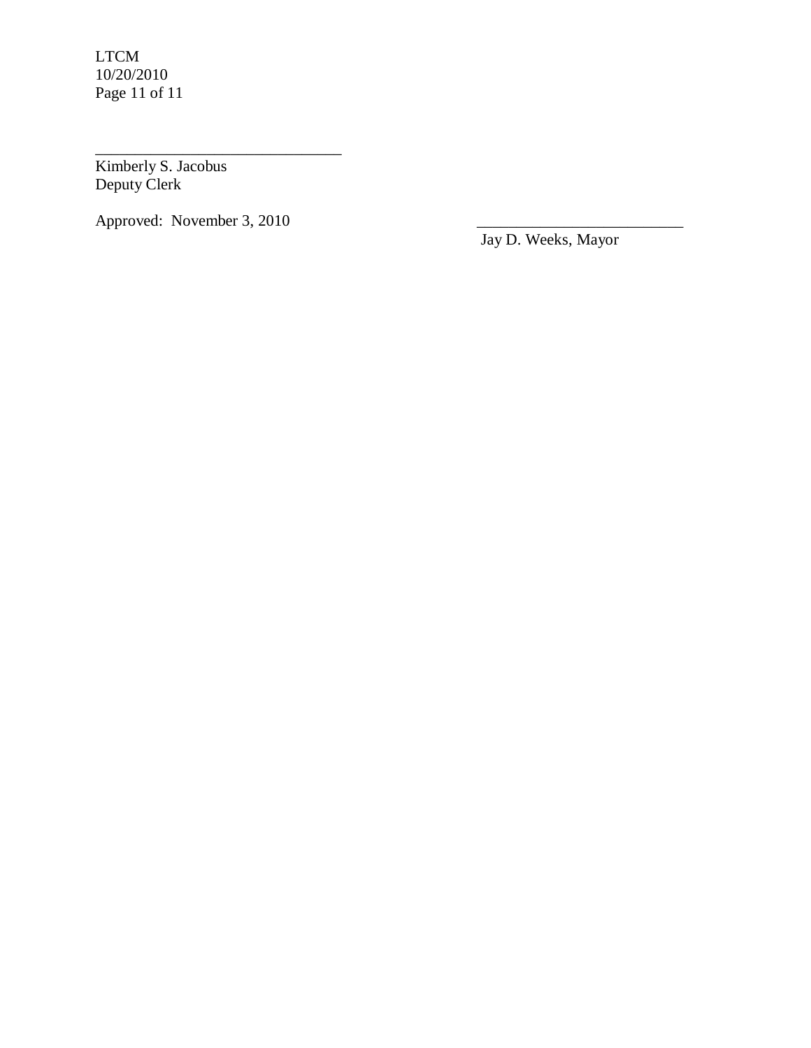\_\_\_\_\_\_\_\_\_\_\_\_\_\_\_\_\_\_\_\_\_\_\_\_\_\_\_\_\_\_\_\_

Kimberly S. Jacobus
Deputy Clerk

Approved: November 3, 2010

\_\_\_\_\_\_\_\_\_\_\_\_\_\_\_\_\_\_\_\_\_\_\_\_\_\_\_

Jay D. Weeks, Mayor